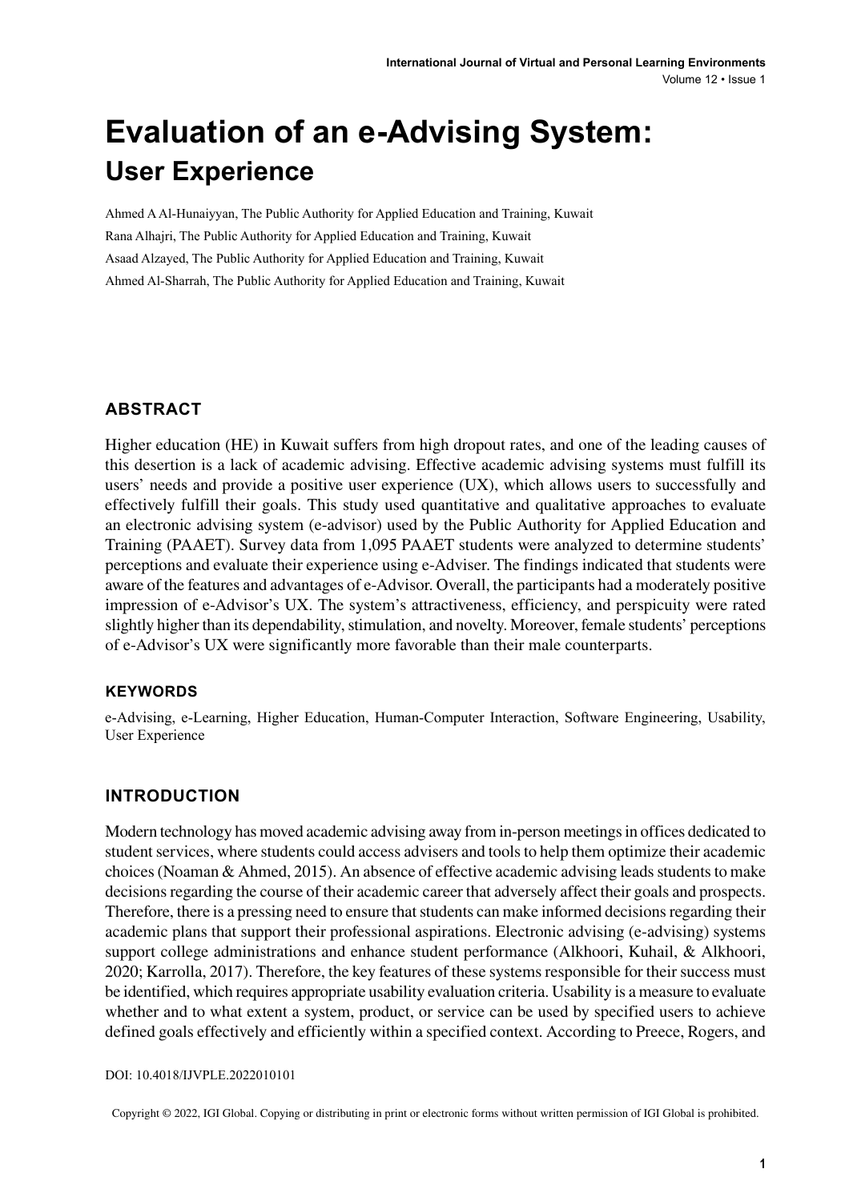# Evaluation of an e-Advising System: User Experience

Ahmed A Al-Hunaiyyan, The Public Authority for Applied Education and Training, Kuwait

Rana Alhajri, The Public Authority for Applied Education and Training, Kuwait

Asaad Alzayed, The Public Authority for Applied Education and Training, Kuwait

Ahmed Al-Sharrah, The Public Authority for Applied Education and Training, Kuwait

## ABSTRACT

Higher education (HE) in Kuwait suffers from high dropout rates, and one of the leading causes of this desertion is a lack of academic advising. Effective academic advising systems must fulfill its users' needs and provide a positive user experience (UX), which allows users to successfully and effectively fulfill their goals. This study used quantitative and qualitative approaches to evaluate an electronic advising system (e-advisor) used by the Public Authority for Applied Education and Training (PAAET). Survey data from 1,095 PAAET students were analyzed to determine students' perceptions and evaluate their experience using e-Adviser. The findings indicated that students were aware of the features and advantages of e-Advisor. Overall, the participants had a moderately positive impression of e-Advisor's UX. The system's attractiveness, efficiency, and perspicuity were rated slightly higher than its dependability, stimulation, and novelty. Moreover, female students' perceptions of e-Advisor's UX were significantly more favorable than their male counterparts.

### KEYWORDS

e-Advising, e-Learning, Higher Education, Human-Computer Interaction, Software Engineering, Usability, User Experience

## INTRODUCTION

Modern technology has moved academic advising away from in-person meetings in offices dedicated to student services, where students could access advisers and tools to help them optimize their academic choices (Noaman & Ahmed, 2015). An absence of effective academic advising leads students to make decisions regarding the course of their academic career that adversely affect their goals and prospects. Therefore, there is a pressing need to ensure that students can make informed decisions regarding their academic plans that support their professional aspirations. Electronic advising (e-advising) systems support college administrations and enhance student performance (Alkhoori, Kuhail, & Alkhoori, 2020; Karrolla, 2017). Therefore, the key features of these systems responsible for their success must be identified, which requires appropriate usability evaluation criteria. Usability is a measure to evaluate whether and to what extent a system, product, or service can be used by specified users to achieve defined goals effectively and efficiently within a specified context. According to Preece, Rogers, and

DOI: 10.4018/IJVPLE.2022010101

Copyright © 2022, IGI Global. Copying or distributing in print or electronic forms without written permission of IGI Global is prohibited.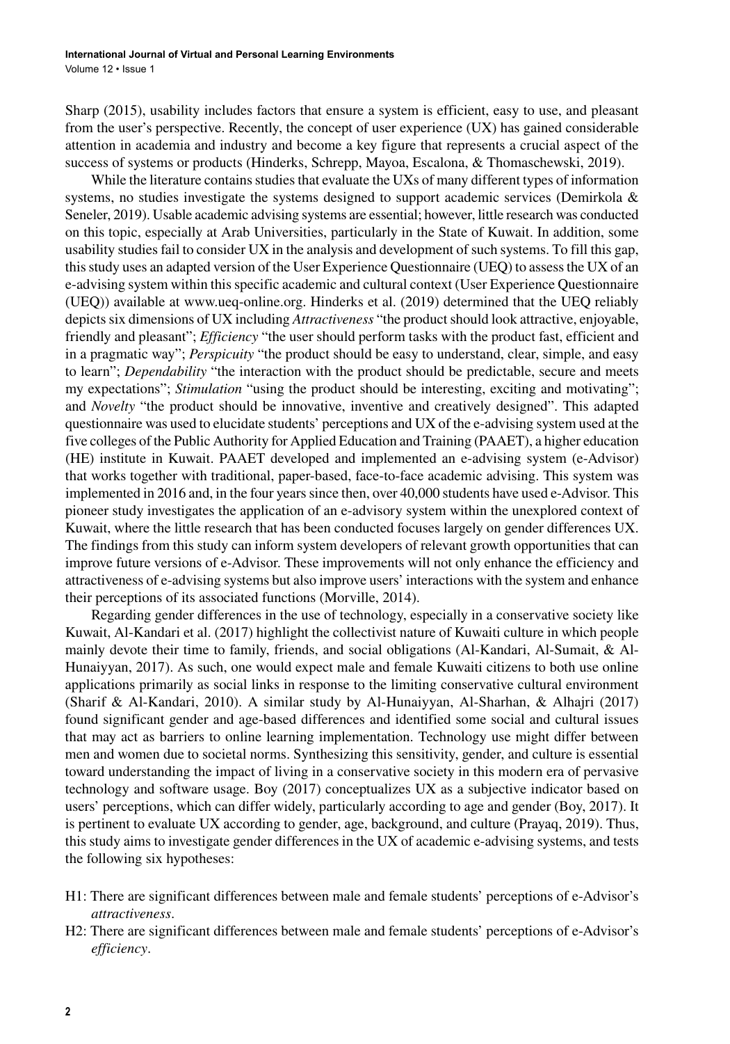Sharp (2015), usability includes factors that ensure a system is efficient, easy to use, and pleasant from the user's perspective. Recently, the concept of user experience (UX) has gained considerable attention in academia and industry and become a key figure that represents a crucial aspect of the success of systems or products (Hinderks, Schrepp, Mayoa, Escalona, & Thomaschewski, 2019).

While the literature contains studies that evaluate the UXs of many different types of information systems, no studies investigate the systems designed to support academic services (Demirkola & Seneler, 2019). Usable academic advising systems are essential; however, little research was conducted on this topic, especially at Arab Universities, particularly in the State of Kuwait. In addition, some usability studies fail to consider UX in the analysis and development of such systems. To fill this gap, this study uses an adapted version of the User Experience Questionnaire (UEQ) to assess the UX of an e-advising system within this specific academic and cultural context (User Experience Questionnaire (UEQ)) available at www.ueq-online.org. Hinderks et al. (2019) determined that the UEQ reliably depicts six dimensions of UX including *Attractiveness* "the product should look attractive, enjoyable, friendly and pleasant"; *Efficiency* "the user should perform tasks with the product fast, efficient and in a pragmatic way"; *Perspicuity* "the product should be easy to understand, clear, simple, and easy to learn"; *Dependability* "the interaction with the product should be predictable, secure and meets my expectations"; *Stimulation* "using the product should be interesting, exciting and motivating"; and *Novelty* "the product should be innovative, inventive and creatively designed". This adapted questionnaire was used to elucidate students' perceptions and UX of the e-advising system used at the five colleges of the Public Authority for Applied Education and Training (PAAET), a higher education (HE) institute in Kuwait. PAAET developed and implemented an e-advising system (e-Advisor) that works together with traditional, paper-based, face-to-face academic advising. This system was implemented in 2016 and, in the four years since then, over 40,000 students have used e-Advisor. This pioneer study investigates the application of an e-advisory system within the unexplored context of Kuwait, where the little research that has been conducted focuses largely on gender differences UX. The findings from this study can inform system developers of relevant growth opportunities that can improve future versions of e-Advisor. These improvements will not only enhance the efficiency and attractiveness of e-advising systems but also improve users' interactions with the system and enhance their perceptions of its associated functions (Morville, 2014).

Regarding gender differences in the use of technology, especially in a conservative society like Kuwait, Al-Kandari et al. (2017) highlight the collectivist nature of Kuwaiti culture in which people mainly devote their time to family, friends, and social obligations (Al-Kandari, Al-Sumait, & Al-Hunaiyyan, 2017). As such, one would expect male and female Kuwaiti citizens to both use online applications primarily as social links in response to the limiting conservative cultural environment (Sharif & Al-Kandari, 2010). A similar study by Al-Hunaiyyan, Al-Sharhan, & Alhajri (2017) found significant gender and age-based differences and identified some social and cultural issues that may act as barriers to online learning implementation. Technology use might differ between men and women due to societal norms. Synthesizing this sensitivity, gender, and culture is essential toward understanding the impact of living in a conservative society in this modern era of pervasive technology and software usage. Boy (2017) conceptualizes UX as a subjective indicator based on users' perceptions, which can differ widely, particularly according to age and gender (Boy, 2017). It is pertinent to evaluate UX according to gender, age, background, and culture (Prayaq, 2019). Thus, this study aims to investigate gender differences in the UX of academic e-advising systems, and tests the following six hypotheses:

- H1: There are significant differences between male and female students' perceptions of e-Advisor's *attractiveness*.
- H2: There are significant differences between male and female students' perceptions of e-Advisor's *efficiency*.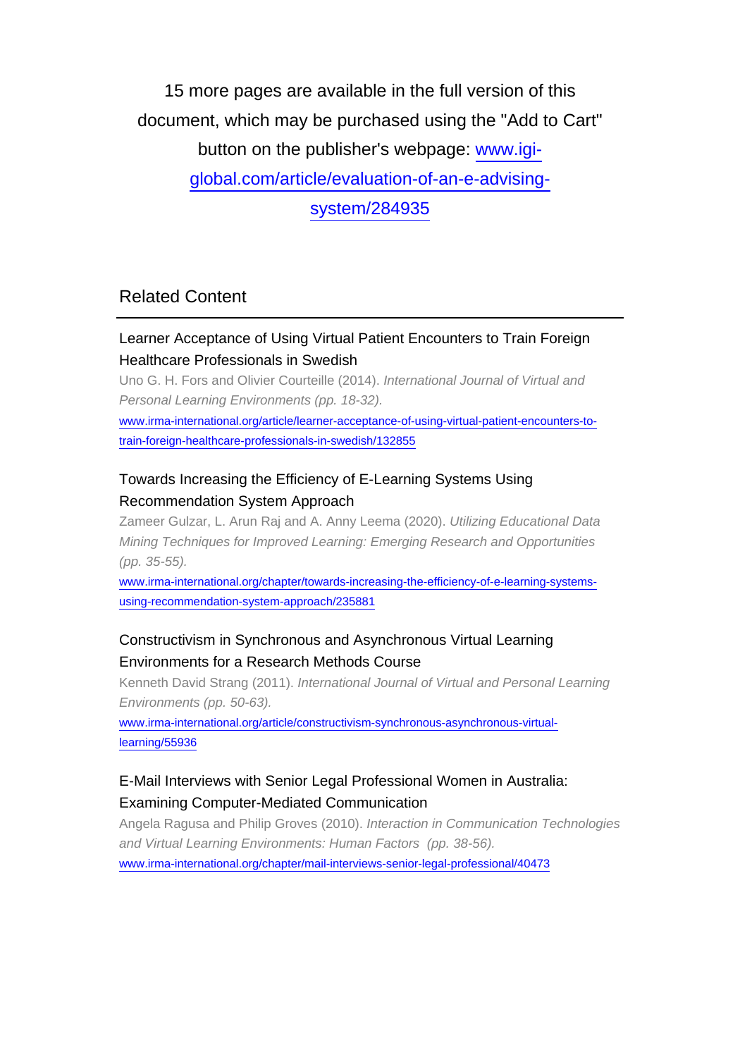15 more pages are available in the full version of this document, which may be purchased using the "Add to Cart" button on the publisher's webpage: [www.igi-global.com/article/evaluation-of-an-e-advising-system/284935](www.igi-global.com/article/evaluation-of-an-e-advising-system/284935)

## Related Content

### Learner Acceptance of Using Virtual Patient Encounters to Train Foreign Healthcare Professionals in Swedish

Uno G. H. Fors and Olivier Courteille (2014). *International Journal of Virtual and Personal Learning Environments (pp. 18-32).*

[www.irma-international.org/article/learner-acceptance-of-using-virtual-patient-encounters-to-train-foreign-healthcare-professionals-in-swedish/132855](www.irma-international.org/article/learner-acceptance-of-using-virtual-patient-encounters-to-train-foreign-healthcare-professionals-in-swedish/132855)

### Towards Increasing the Efficiency of E-Learning Systems Using Recommendation System Approach

Zameer Gulzar, L. Arun Raj and A. Anny Leema (2020). *Utilizing Educational Data Mining Techniques for Improved Learning: Emerging Research and Opportunities (pp. 35-55).*

[www.irma-international.org/chapter/towards-increasing-the-efficiency-of-e-learning-systems-using-recommendation-system-approach/235881](www.irma-international.org/chapter/towards-increasing-the-efficiency-of-e-learning-systems-using-recommendation-system-approach/235881)

### Constructivism in Synchronous and Asynchronous Virtual Learning Environments for a Research Methods Course

Kenneth David Strang (2011). *International Journal of Virtual and Personal Learning Environments (pp. 50-63).*

[www.irma-international.org/article/constructivism-synchronous-asynchronous-virtual-learning/55936](www.irma-international.org/article/constructivism-synchronous-asynchronous-virtual-learning/55936)

### E-Mail Interviews with Senior Legal Professional Women in Australia: Examining Computer-Mediated Communication

Angela Ragusa and Philip Groves (2010). *Interaction in Communication Technologies and Virtual Learning Environments: Human Factors (pp. 38-56).*

[www.irma-international.org/chapter/mail-interviews-senior-legal-professional/40473](www.irma-international.org/chapter/mail-interviews-senior-legal-professional/40473)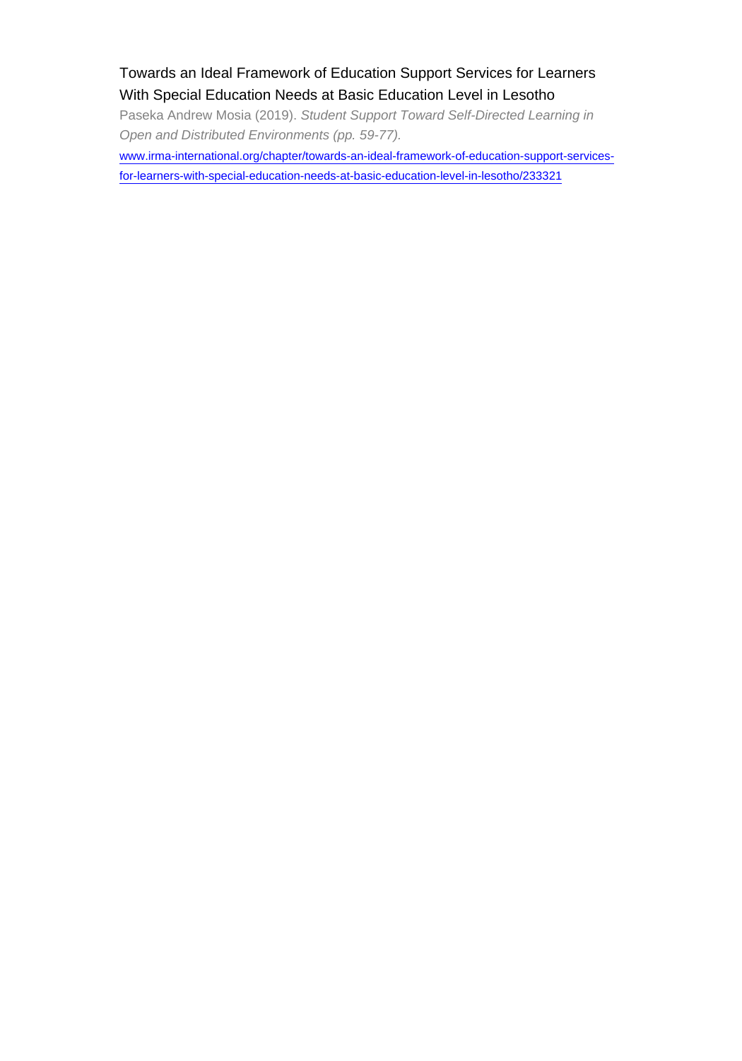Towards an Ideal Framework of Education Support Services for Learners With Special Education Needs at Basic Education Level in Lesotho

Paseka Andrew Mosia (2019). *Student Support Toward Self-Directed Learning in Open and Distributed Environments (pp. 59-77).*

www.irma-international.org/chapter/towards-an-ideal-framework-of-education-support-services-for-learners-with-special-education-needs-at-basic-education-level-in-lesotho/233321